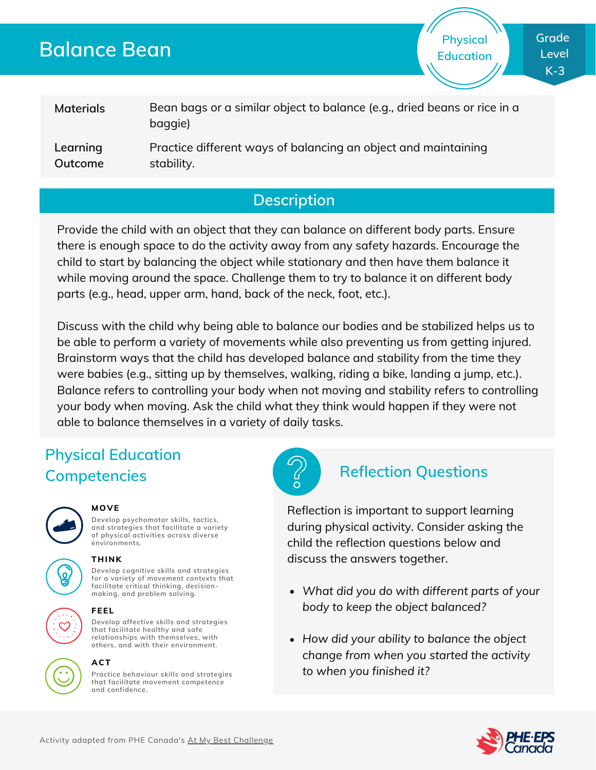# Balance Bean

Physical Education

Grade Level K-3

| | |
|---|---|
| Materials | Bean bags or a similar object to balance (e.g., dried beans or rice in a baggie) |
| Learning Outcome | Practice different ways of balancing an object and maintaining stability. |

## Description

Provide the child with an object that they can balance on different body parts. Ensure there is enough space to do the activity away from any safety hazards. Encourage the child to start by balancing the object while stationary and then have them balance it while moving around the space. Challenge them to try to balance it on different body parts (e.g., head, upper arm, hand, back of the neck, foot, etc.).

Discuss with the child why being able to balance our bodies and be stabilized helps us to be able to perform a variety of movements while also preventing us from getting injured. Brainstorm ways that the child has developed balance and stability from the time they were babies (e.g., sitting up by themselves, walking, riding a bike, landing a jump, etc.). Balance refers to controlling your body when not moving and stability refers to controlling your body when moving. Ask the child what they think would happen if they were not able to balance themselves in a variety of daily tasks.

## Physical Education Competencies

**MOVE**
Develop psychomotor skills, tactics, and strategies that facilitate a variety of physical activities across diverse environments.

**THINK**
Develop cognitive skills and strategies for a variety of movement contexts that facilitate critical thinking, decision-making, and problem solving.

**FEEL**
Develop affective skills and strategies that facilitate healthy and safe relationships with themselves, with others, and with their environment.

**ACT**
Practice behaviour skills and strategies that facilitate movement competence and confidence.

## Reflection Questions

Reflection is important to support learning during physical activity. Consider asking the child the reflection questions below and discuss the answers together.

- *What did you do with different parts of your body to keep the object balanced?*
- *How did your ability to balance the object change from when you started the activity to when you finished it?*

Activity adapted from PHE Canada's At My Best Challenge

PHE·EPS Canada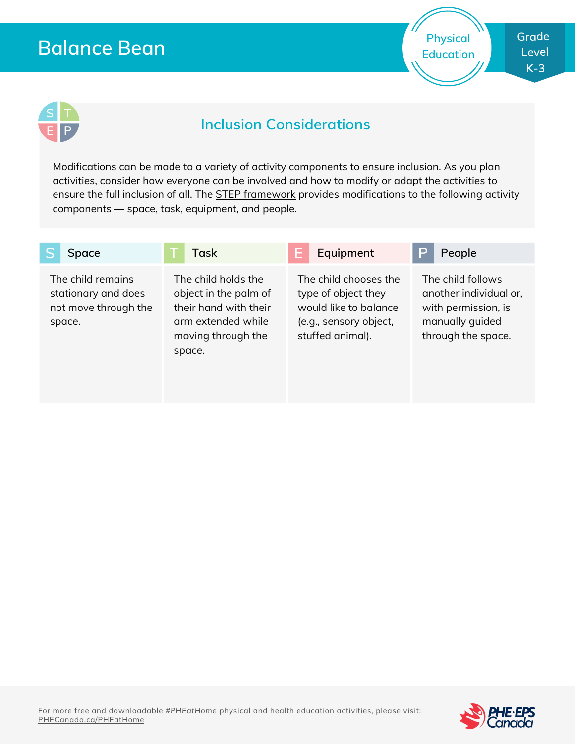# Balance Bean

Physical Education

Grade Level K-3

## Inclusion Considerations

Modifications can be made to a variety of activity components to ensure inclusion. As you plan activities, consider how everyone can be involved and how to modify or adapt the activities to ensure the full inclusion of all. The STEP framework provides modifications to the following activity components — space, task, equipment, and people.

| S Space | T Task | E Equipment | P People |
|---|---|---|---|
| The child remains stationary and does not move through the space. | The child holds the object in the palm of their hand with their arm extended while moving through the space. | The child chooses the type of object they would like to balance (e.g., sensory object, stuffed animal). | The child follows another individual or, with permission, is manually guided through the space. |

For more free and downloadable *#PHEatHome* physical and health education activities, please visit: PHECanada.ca/PHEatHome